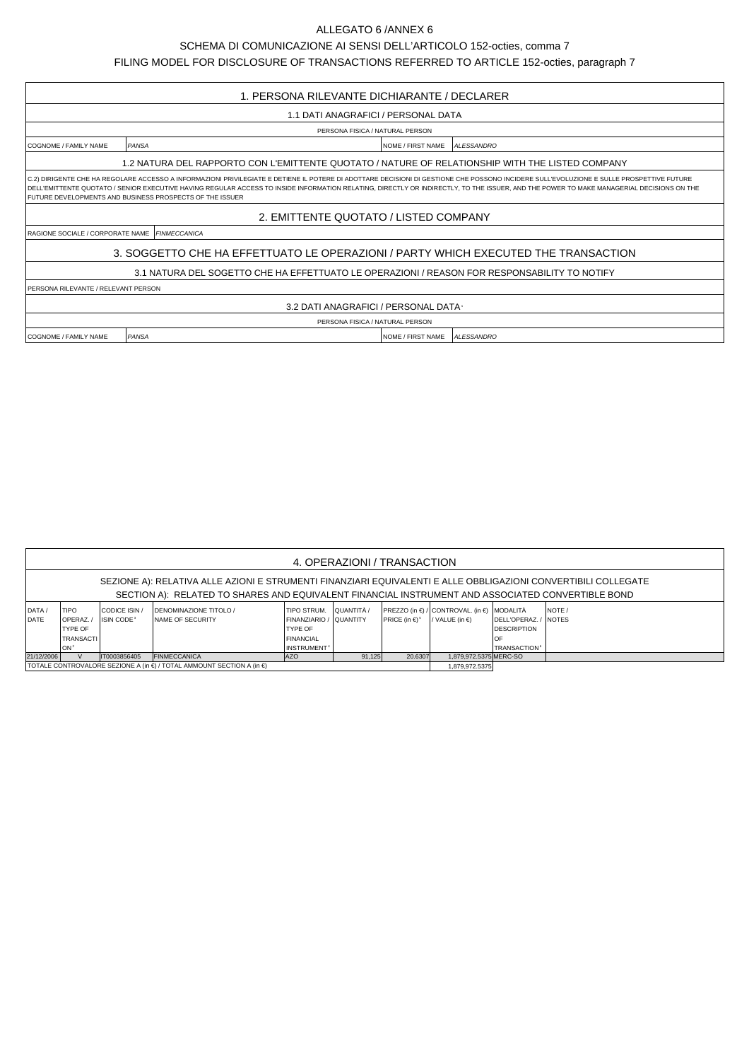ALLEGATO 6 /ANNEX 6

SCHEMA DI COMUNICAZIONE AI SENSI DELL'ARTICOLO 152-octies, comma 7

FILING MODEL FOR DISCLOSURE OF TRANSACTIONS REFERRED TO ARTICLE 152-octies, paragraph 7

## 1. PERSONA RILEVANTE DICHIARANTE / DECLARER

### 1.1 DATI ANAGRAFICI / PERSONAL DATA

PERSONA FISICA / NATURAL PERSON

| COGNOME / FAMILY NAME | *PANSA* | NOME / FIRST NAME | *ALESSANDRO* |
|---|---|---|---|

### 1.2 NATURA DEL RAPPORTO CON L'EMITTENTE QUOTATO / NATURE OF RELATIONSHIP WITH THE LISTED COMPANY

C.2) DIRIGENTE CHE HA REGOLARE ACCESSO A INFORMAZIONI PRIVILEGIATE E DETIENE IL POTERE DI ADOTTARE DECISIONI DI GESTIONE CHE POSSONO INCIDERE SULL'EVOLUZIONE E SULLE PROSPETTIVE FUTURE DELL'EMITTENTE QUOTATO / SENIOR EXECUTIVE HAVING REGULAR ACCESS TO INSIDE INFORMATION RELATING, DIRECTLY OR INDIRECTLY, TO THE ISSUER, AND THE POWER TO MAKE MANAGERIAL DECISIONS ON THE FUTURE DEVELOPMENTS AND BUSINESS PROSPECTS OF THE ISSUER

## 2. EMITTENTE QUOTATO / LISTED COMPANY

RAGIONE SOCIALE / CORPORATE NAME *FINMECCANICA*

## 3. SOGGETTO CHE HA EFFETTUATO LE OPERAZIONI / PARTY WHICH EXECUTED THE TRANSACTION

### 3.1 NATURA DEL SOGETTO CHE HA EFFETTUATO LE OPERAZIONI / REASON FOR RESPONSABILITY TO NOTIFY

PERSONA RILEVANTE / RELEVANT PERSON

### 3.2 DATI ANAGRAFICI / PERSONAL DATA[1]

PERSONA FISICA / NATURAL PERSON

| COGNOME / FAMILY NAME | *PANSA* | NOME / FIRST NAME | *ALESSANDRO* |
|---|---|---|---|

## 4. OPERAZIONI / TRANSACTION

SEZIONE A): RELATIVA ALLE AZIONI E STRUMENTI FINANZIARI EQUIVALENTI E ALLE OBBLIGAZIONI CONVERTIBILI COLLEGATE
SECTION A): RELATED TO SHARES AND EQUIVALENT FINANCIAL INSTRUMENT AND ASSOCIATED CONVERTIBLE BOND

| DATA / DATE | TIPO OPERAZ. / TYPE OF TRANSACTION[2] | CODICE ISIN / ISIN CODE[3] | DENOMINAZIONE TITOLO / NAME OF SECURITY | TIPO STRUM. FINANZIARIO / TYPE OF FINANCIAL INSTRUMENT[4] | QUANTITÀ / QUANTITY | PREZZO (in €) / PRICE (in €)[5] | CONTROVAL. (in €) / VALUE (in €) | MODALITÀ DELL'OPERAZ. / DESCRIPTION OF TRANSACTION[6] | NOTE / NOTES |
|---|---|---|---|---|---|---|---|---|---|
| 21/12/2006 | V | IT0003856405 | FINMECCANICA | AZO | 91,125 | 20.6307 | 1,879,972.5375 | MERC-SO | |
| TOTALE CONTROVALORE SEZIONE A (in €) / TOTAL AMMOUNT SECTION A (in €) | | | | | | | 1,879,972.5375 | | |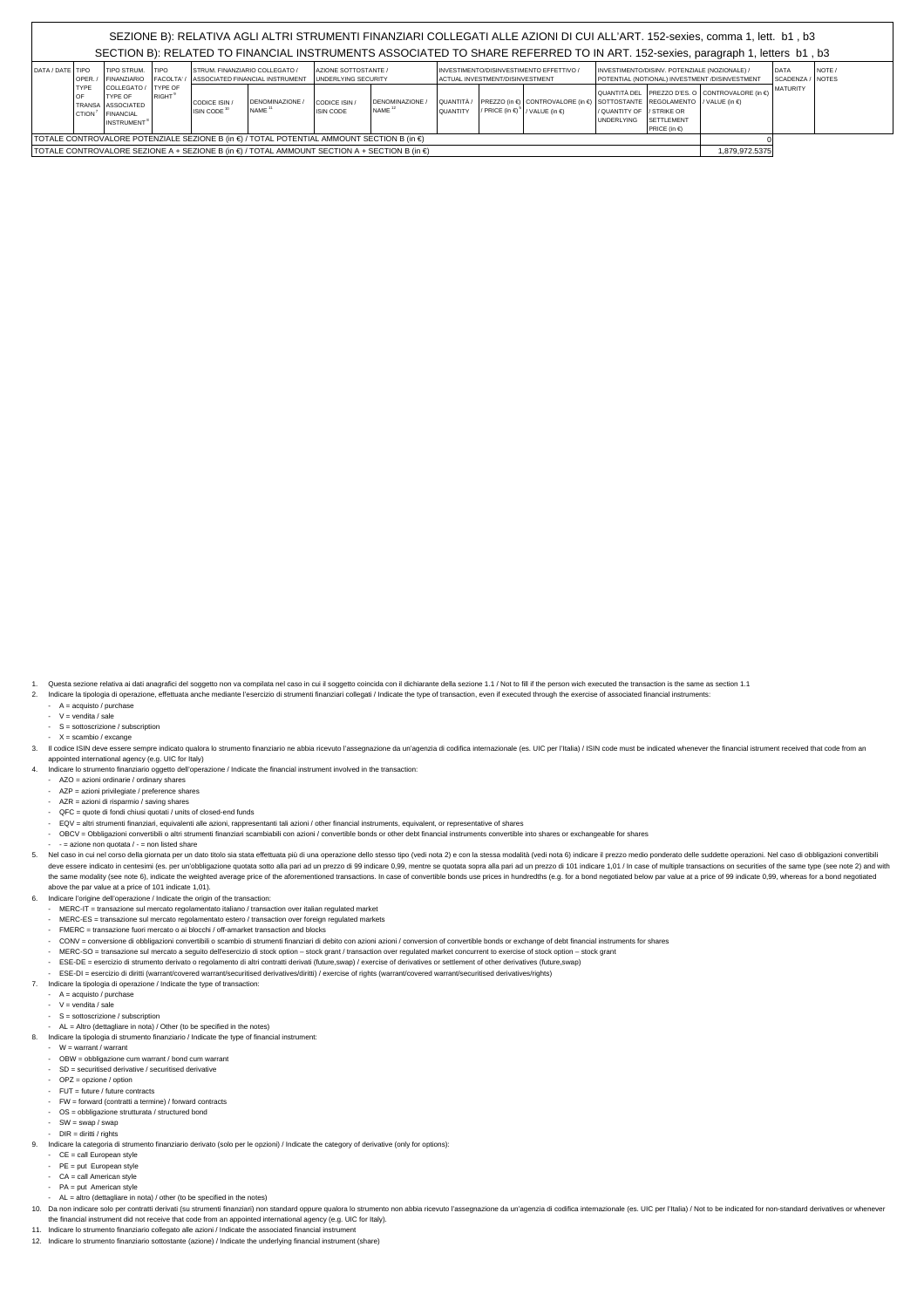## SEZIONE B): RELATIVA AGLI ALTRI STRUMENTI FINANZIARI COLLEGATI ALLE AZIONI DI CUI ALL'ART. 152-sexies, comma 1, lett. b1 , b3

## SECTION B): RELATED TO FINANCIAL INSTRUMENTS ASSOCIATED TO SHARE REFERRED TO IN ART. 152-sexies, paragraph 1, letters b1 , b3

| DATA / DATE | TIPO OPER. / TYPE OF TRANSACTION [7] | TIPO STRUM. FINANZIARIO COLLEGATO / TYPE OF ASSOCIATED FINANCIAL INSTRUMENT [8] | TIPO FACOLTA' / TYPE OF RIGHT [9] | STRUM. FINANZIARIO COLLEGATO / ASSOCIATED FINANCIAL INSTRUMENT | | AZIONE SOTTOSTANTE / UNDERLYING SECURITY | | INVESTIMENTO/DISINVESTIMENTO EFFETTIVO / ACTUAL INVESTMENT/DISINVESTMENT | | | INVESTIMENTO/DISINV. POTENZIALE (NOZIONALE) / POTENTIAL (NOTIONAL) INVESTMENT /DISINVESTMENT | | | DATA SCADENZA / MATURITY | NOTE / NOTES |
|---|---|---|---|---|---|---|---|---|---|---|---|---|---|---|---|
| | | | | CODICE ISIN / ISIN CODE [10] | DENOMINAZIONE / NAME [11] | CODICE ISIN / ISIN CODE | DENOMINAZIONE / NAME [12] | QUANTITÀ / QUANTITY | PREZZO (in €) / PRICE (in €) [5] | CONTROVALORE (in €) / VALUE (in €) | QUANTITÀ DEL SOTTOSTANTE / QUANTITY OF UNDERLYING | PREZZO D'ES. O REGOLAMENTO / STRIKE OR SETTLEMENT PRICE (in €) | CONTROVALORE (in €) / VALUE (in €) | | |
| TOTALE CONTROVALORE POTENZIALE SEZIONE B (in €) / TOTAL POTENTIAL AMMOUNT SECTION B (in €) | | | | | | | | | | | | | 0 | | |
| TOTALE CONTROVALORE SEZIONE A + SEZIONE B (in €) / TOTAL AMMOUNT SECTION A + SECTION B (in €) | | | | | | | | | | | | | 1,879,972.5375 | | |

1. Questa sezione relativa ai dati anagrafici del soggetto non va compilata nel caso in cui il soggetto coincida con il dichiarante della sezione 1.1 / Not to fill if the person wich executed the transaction is the same as section 1.1
2. Indicare la tipologia di operazione, effettuata anche mediante l'esercizio di strumenti finanziari collegati / Indicate the type of transaction, even if executed through the exercise of associated financial instruments:
   - A = acquisto / purchase
   - V = vendita / sale
   - S = sottoscrizione / subscription
   - X = scambio / excange
3. Il codice ISIN deve essere sempre indicato qualora lo strumento finanziario ne abbia ricevuto l'assegnazione da un'agenzia di codifica internazionale (es. UIC per l'Italia) / ISIN code must be indicated whenever the financial istrument received that code from an appointed international agency (e.g. UIC for Italy)
4. Indicare lo strumento finanziario oggetto dell'operazione / Indicate the financial instrument involved in the transaction:
   - AZO = azioni ordinarie / ordinary shares
   - AZP = azioni privilegiate / preference shares
   - AZR = azioni di risparmio / saving shares
   - QFC = quote di fondi chiusi quotati / units of closed-end funds
   - EQV = altri strumenti finanziari, equivalenti alle azioni, rappresentanti tali azioni / other financial instruments, equivalent, or representative of shares
   - OBCV = Obbligazioni convertibili o altri strumenti finanziari scambiabili con azioni / convertible bonds or other debt financial instruments convertible into shares or exchangeable for shares
   - - = azione non quotata / - = non listed share
5. Nel caso in cui nel corso della giornata per un dato titolo sia stata effettuata più di una operazione dello stesso tipo (vedi nota 2) e con la stessa modalità (vedi nota 6) indicare il prezzo medio ponderato delle suddette operazioni. Nel caso di obbligazioni convertibili deve essere indicato in centesimi (es. per un'obbligazione quotata sotto alla pari ad un prezzo di 99 indicare 0,99, mentre se quotata sopra alla pari ad un prezzo di 101 indicare 1,01 / In case of multiple transactions on securities of the same type (see note 2) and with the same modality (see note 6), indicate the weighted average price of the aforementioned transactions. In case of convertible bonds use prices in hundredths (e.g. for a bond negotiated below par value at a price of 99 indicate 0,99, whereas for a bond negotiated above the par value at a price of 101 indicate 1,01).
6. Indicare l'origine dell'operazione / Indicate the origin of the transaction:
   - MERC-IT = transazione sul mercato regolamentato italiano / transaction over italian regulated market
   - MERC-ES = transazione sul mercato regolamentato estero / transaction over foreign regulated markets
   - FMERC = transazione fuori mercato o ai blocchi / off-amarket transaction and blocks
   - CONV = conversione di obbligazioni convertibili o scambio di strumenti finanziari di debito con azioni azioni / conversion of convertible bonds or exchange of debt financial instruments for shares
   - MERC-SO = transazione sul mercato a seguito dell'esercizio di stock option – stock grant / transaction over regulated market concurrent to exercise of stock option – stock grant
   - ESE-DE = esercizio di strumento derivato o regolamento di altri contratti derivati (future,swap) / exercise of derivatives or settlement of other derivatives (future,swap)
   - ESE-DI = esercizio di diritti (warrant/covered warrant/securitised derivatives/diritti) / exercise of rights (warrant/covered warrant/securitised derivatives/rights)
7. Indicare la tipologia di operazione / Indicate the type of transaction:
   - A = acquisto / purchase
   - V = vendita / sale
   - S = sottoscrizione / subscription
   - AL = Altro (dettagliare in nota) / Other (to be specified in the notes)
8. Indicare la tipologia di strumento finanziario / Indicate the type of financial instrument:
   - W = warrant / warrant
   - OBW = obbligazione cum warrant / bond cum warrant
   - SD = securitised derivative / securitised derivative
   - OPZ = opzione / option
   - FUT = future / future contracts
   - FW = forward (contratti a termine) / forward contracts
   - OS = obbligazione strutturata / structured bond
   - SW = swap / swap
   - DIR = diritti / rights
9. Indicare la categoria di strumento finanziario derivato (solo per le opzioni) / Indicate the category of derivative (only for options):
   - CE = call European style
   - PE = put European style
   - CA = call American style
   - PA = put American style
   - AL = altro (dettagliare in nota) / other (to be specified in the notes)
10. Da non indicare solo per contratti derivati (su strumenti finanziari) non standard oppure qualora lo strumento non abbia ricevuto l'assegnazione da un'agenzia di codifica internazionale (es. UIC per l'Italia) / Not to be indicated for non-standard derivatives or whenever the financial instrument did not receive that code from an appointed international agency (e.g. UIC for Italy).
11. Indicare lo strumento finanziario collegato alle azioni / Indicate the associated financial instrument
12. Indicare lo strumento finanziario sottostante (azione) / Indicate the underlying financial instrument (share)